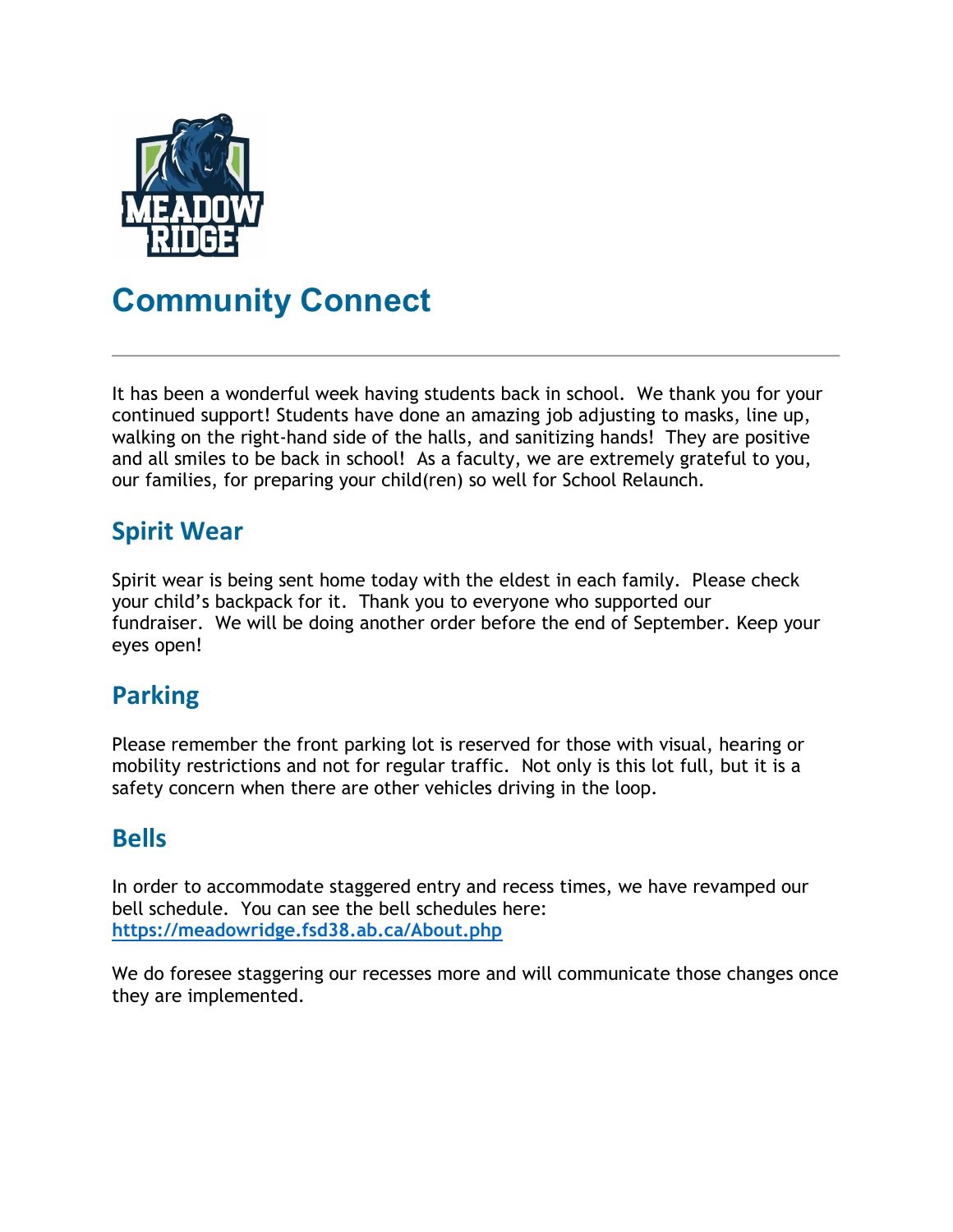# Community Connect

---

It has been a wonderful week having students back in school. We thank you for your continued support! Students have done an amazing job adjusting to masks, line up, walking on the right-hand side of the halls, and sanitizing hands! They are positive and all smiles to be back in school! As a faculty, we are extremely grateful to you, our families, for preparing your child(ren) so well for School Relaunch.

## Spirit Wear

Spirit wear is being sent home today with the eldest in each family. Please check your child's backpack for it. Thank you to everyone who supported our fundraiser. We will be doing another order before the end of September. Keep your eyes open!

## Parking

Please remember the front parking lot is reserved for those with visual, hearing or mobility restrictions and not for regular traffic. Not only is this lot full, but it is a safety concern when there are other vehicles driving in the loop.

## Bells

In order to accommodate staggered entry and recess times, we have revamped our bell schedule. You can see the bell schedules here: [https://meadowridge.fsd38.ab.ca/About.php](https://meadowridge.fsd38.ab.ca/About.php)

We do foresee staggering our recesses more and will communicate those changes once they are implemented.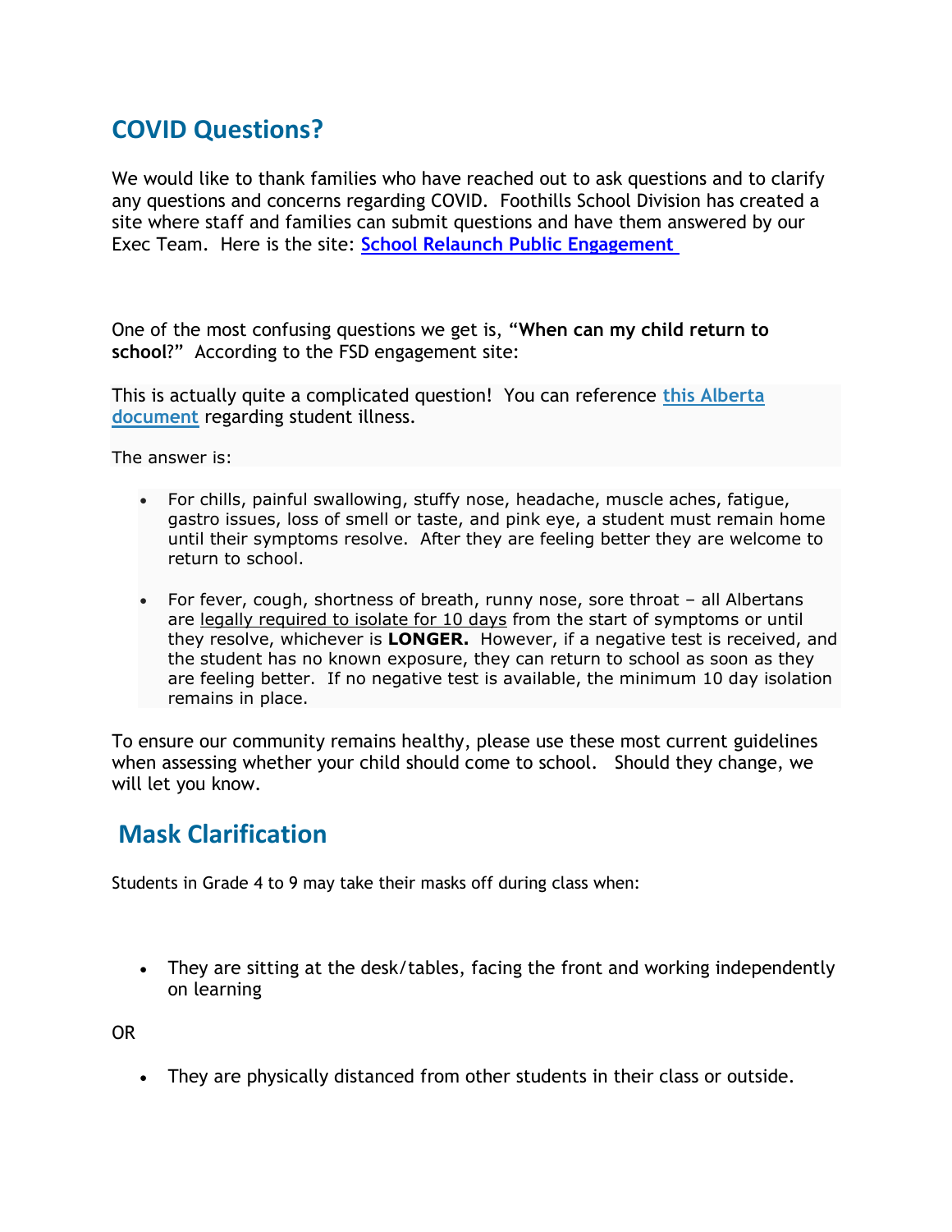## COVID Questions?

We would like to thank families who have reached out to ask questions and to clarify any questions and concerns regarding COVID. Foothills School Division has created a site where staff and families can submit questions and have them answered by our Exec Team. Here is the site: **School Relaunch Public Engagement**

One of the most confusing questions we get is, "**When can my child return to school**?" According to the FSD engagement site:

This is actually quite a complicated question! You can reference **this Alberta document** regarding student illness.

The answer is:

- For chills, painful swallowing, stuffy nose, headache, muscle aches, fatigue, gastro issues, loss of smell or taste, and pink eye, a student must remain home until their symptoms resolve. After they are feeling better they are welcome to return to school.
- For fever, cough, shortness of breath, runny nose, sore throat – all Albertans are legally required to isolate for 10 days from the start of symptoms or until they resolve, whichever is **LONGER.** However, if a negative test is received, and the student has no known exposure, they can return to school as soon as they are feeling better. If no negative test is available, the minimum 10 day isolation remains in place.

To ensure our community remains healthy, please use these most current guidelines when assessing whether your child should come to school. Should they change, we will let you know.

## Mask Clarification

Students in Grade 4 to 9 may take their masks off during class when:

- They are sitting at the desk/tables, facing the front and working independently on learning

OR

- They are physically distanced from other students in their class or outside.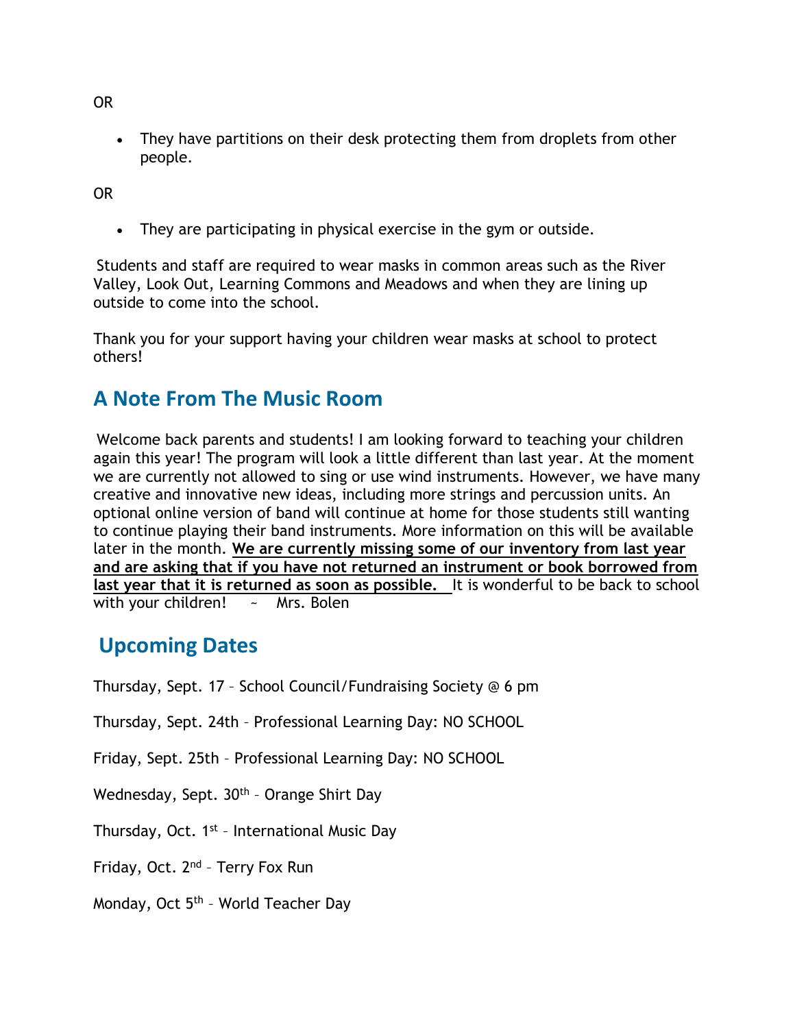OR

- They have partitions on their desk protecting them from droplets from other people.

OR

- They are participating in physical exercise in the gym or outside.

Students and staff are required to wear masks in common areas such as the River Valley, Look Out, Learning Commons and Meadows and when they are lining up outside to come into the school.

Thank you for your support having your children wear masks at school to protect others!

## A Note From The Music Room

Welcome back parents and students! I am looking forward to teaching your children again this year! The program will look a little different than last year. At the moment we are currently not allowed to sing or use wind instruments. However, we have many creative and innovative new ideas, including more strings and percussion units. An optional online version of band will continue at home for those students still wanting to continue playing their band instruments. More information on this will be available later in the month. **We are currently missing some of our inventory from last year and are asking that if you have not returned an instrument or book borrowed from last year that it is returned as soon as possible.** It is wonderful to be back to school with your children! ~ Mrs. Bolen

## Upcoming Dates

Thursday, Sept. 17 – School Council/Fundraising Society @ 6 pm

Thursday, Sept. 24th – Professional Learning Day: NO SCHOOL

Friday, Sept. 25th – Professional Learning Day: NO SCHOOL

Wednesday, Sept. 30th – Orange Shirt Day

Thursday, Oct. 1st – International Music Day

Friday, Oct. 2nd – Terry Fox Run

Monday, Oct 5th – World Teacher Day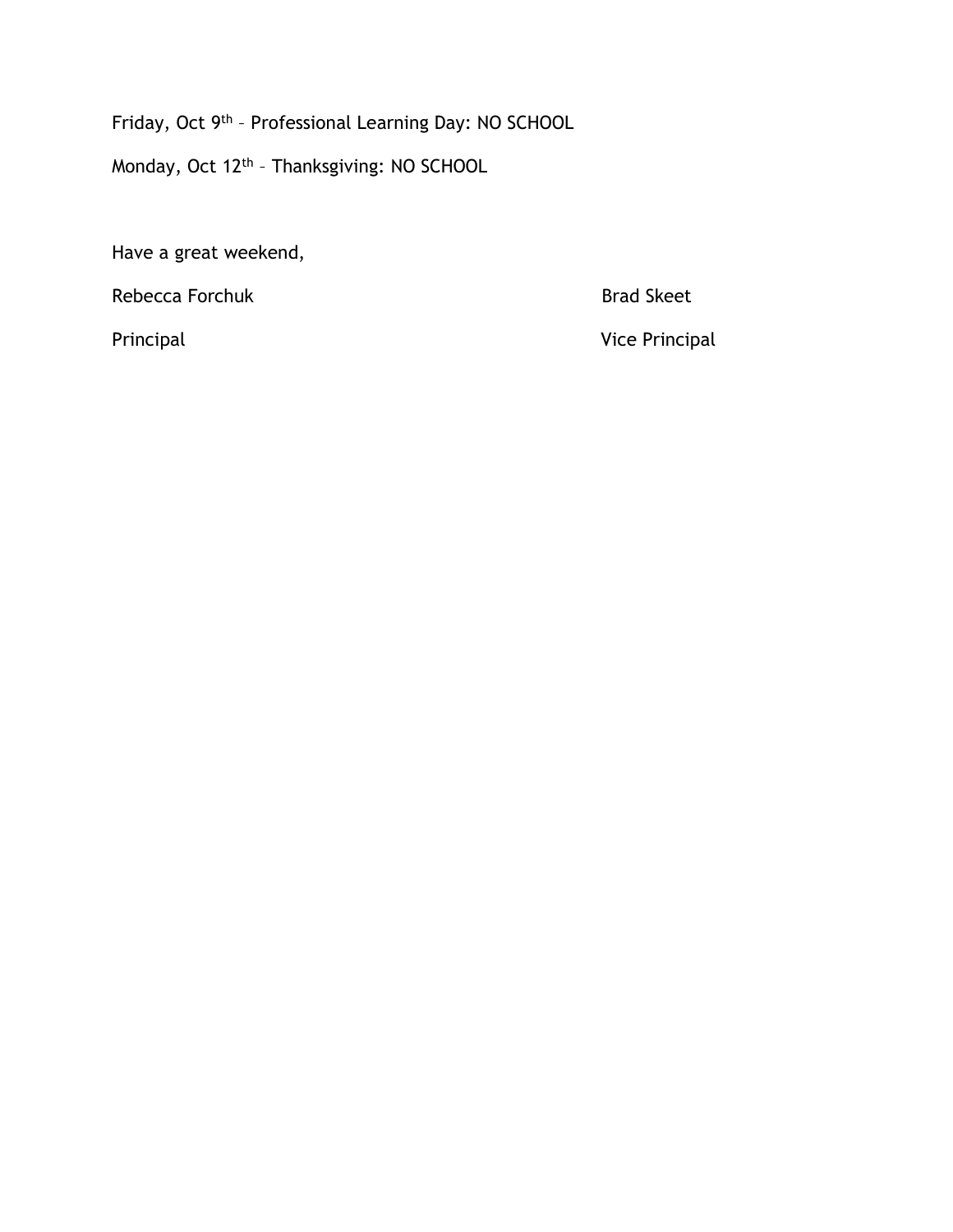Friday, Oct 9th – Professional Learning Day: NO SCHOOL

Monday, Oct 12th – Thanksgiving: NO SCHOOL

Have a great weekend,

Rebecca Forchuk
Principal

Brad Skeet
Vice Principal